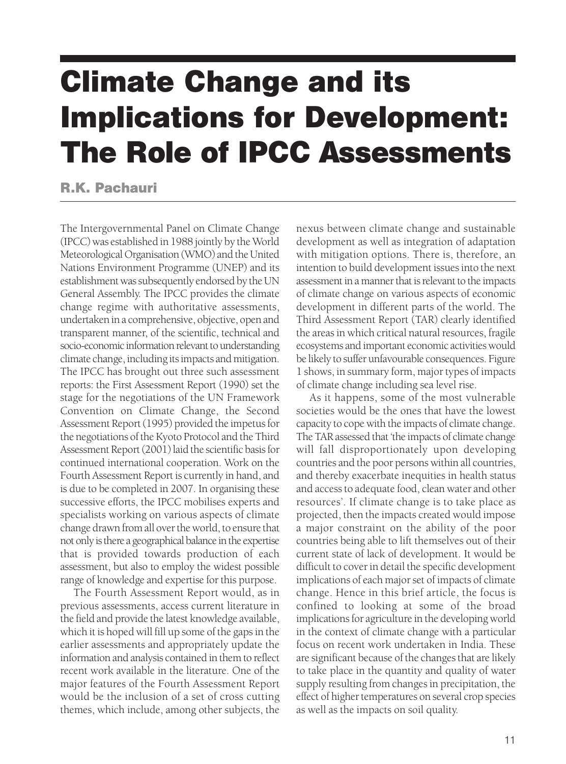# Climate Change and its Implications for Development: The Role of IPCC Assessments

**R.K. Pachauri**

The Intergovernmental Panel on Climate Change (IPCC) was established in 1988 jointly by the World Meteorological Organisation (WMO) and the United Nations Environment Programme (UNEP) and its establishment was subsequently endorsed by the UN General Assembly. The IPCC provides the climate change regime with authoritative assessments, undertaken in a comprehensive, objective, open and transparent manner, of the scientific, technical and socio-economic information relevant to understanding climate change, including its impacts and mitigation. The IPCC has brought out three such assessment reports: the First Assessment Report (1990) set the stage for the negotiations of the UN Framework Convention on Climate Change, the Second Assessment Report (1995) provided the impetus for the negotiations of the Kyoto Protocol and the Third Assessment Report (2001) laid the scientific basis for continued international cooperation. Work on the Fourth Assessment Report is currently in hand, and is due to be completed in 2007. In organising these successive efforts, the IPCC mobilises experts and specialists working on various aspects of climate change drawn from all over the world, to ensure that not only is there a geographical balance in the expertise that is provided towards production of each assessment, but also to employ the widest possible range of knowledge and expertise for this purpose.

The Fourth Assessment Report would, as in previous assessments, access current literature in the field and provide the latest knowledge available, which it is hoped will fill up some of the gaps in the earlier assessments and appropriately update the information and analysis contained in them to reflect recent work available in the literature. One of the major features of the Fourth Assessment Report would be the inclusion of a set of cross cutting themes, which include, among other subjects, the nexus between climate change and sustainable development as well as integration of adaptation with mitigation options. There is, therefore, an intention to build development issues into the next assessment in a manner that is relevant to the impacts of climate change on various aspects of economic development in different parts of the world. The Third Assessment Report (TAR) clearly identified the areas in which critical natural resources, fragile ecosystems and important economic activities would be likely to suffer unfavourable consequences. Figure 1 shows, in summary form, major types of impacts of climate change including sea level rise.

As it happens, some of the most vulnerable societies would be the ones that have the lowest capacity to cope with the impacts of climate change. The TAR assessed that 'the impacts of climate change will fall disproportionately upon developing countries and the poor persons within all countries, and thereby exacerbate inequities in health status and access to adequate food, clean water and other resources'. If climate change is to take place as projected, then the impacts created would impose a major constraint on the ability of the poor countries being able to lift themselves out of their current state of lack of development. It would be difficult to cover in detail the specific development implications of each major set of impacts of climate change. Hence in this brief article, the focus is confined to looking at some of the broad implications for agriculture in the developing world in the context of climate change with a particular focus on recent work undertaken in India. These are significant because of the changes that are likely to take place in the quantity and quality of water supply resulting from changes in precipitation, the effect of higher temperatures on several crop species as well as the impacts on soil quality.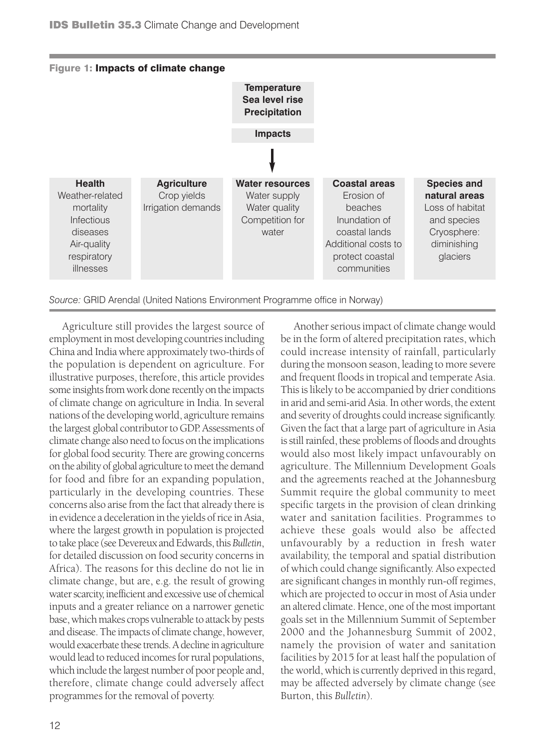**Figure 1: Impacts of climate change**

**Temperature**
**Sea level rise**
**Precipitation**

**Impacts**

| **Health** | **Agriculture** | **Water resources** | **Coastal areas** | **Species and natural areas** |
|---|---|---|---|---|
| Weather-related mortality<br>Infectious diseases<br>Air-quality respiratory illnesses | Crop yields<br>Irrigation demands | Water supply<br>Water quality<br>Competition for water | Erosion of beaches<br>Inundation of coastal lands<br>Additional costs to protect coastal communities | Loss of habitat and species<br>Cryosphere: diminishing glaciers |

*Source:* GRID Arendal (United Nations Environment Programme office in Norway)

Agriculture still provides the largest source of employment in most developing countries including China and India where approximately two-thirds of the population is dependent on agriculture. For illustrative purposes, therefore, this article provides some insights from work done recently on the impacts of climate change on agriculture in India. In several nations of the developing world, agriculture remains the largest global contributor to GDP. Assessments of climate change also need to focus on the implications for global food security. There are growing concerns on the ability of global agriculture to meet the demand for food and fibre for an expanding population, particularly in the developing countries. These concerns also arise from the fact that already there is in evidence a deceleration in the yields of rice in Asia, where the largest growth in population is projected to take place (see Devereux and Edwards, this *Bulletin*, for detailed discussion on food security concerns in Africa). The reasons for this decline do not lie in climate change, but are, e.g. the result of growing water scarcity, inefficient and excessive use of chemical inputs and a greater reliance on a narrower genetic base, which makes crops vulnerable to attack by pests and disease. The impacts of climate change, however, would exacerbate these trends. A decline in agriculture would lead to reduced incomes for rural populations, which include the largest number of poor people and, therefore, climate change could adversely affect programmes for the removal of poverty.

Another serious impact of climate change would be in the form of altered precipitation rates, which could increase intensity of rainfall, particularly during the monsoon season, leading to more severe and frequent floods in tropical and temperate Asia. This is likely to be accompanied by drier conditions in arid and semi-arid Asia. In other words, the extent and severity of droughts could increase significantly. Given the fact that a large part of agriculture in Asia is still rainfed, these problems of floods and droughts would also most likely impact unfavourably on agriculture. The Millennium Development Goals and the agreements reached at the Johannesburg Summit require the global community to meet specific targets in the provision of clean drinking water and sanitation facilities. Programmes to achieve these goals would also be affected unfavourably by a reduction in fresh water availability, the temporal and spatial distribution of which could change significantly. Also expected are significant changes in monthly run-off regimes, which are projected to occur in most of Asia under an altered climate. Hence, one of the most important goals set in the Millennium Summit of September 2000 and the Johannesburg Summit of 2002, namely the provision of water and sanitation facilities by 2015 for at least half the population of the world, which is currently deprived in this regard, may be affected adversely by climate change (see Burton, this *Bulletin*).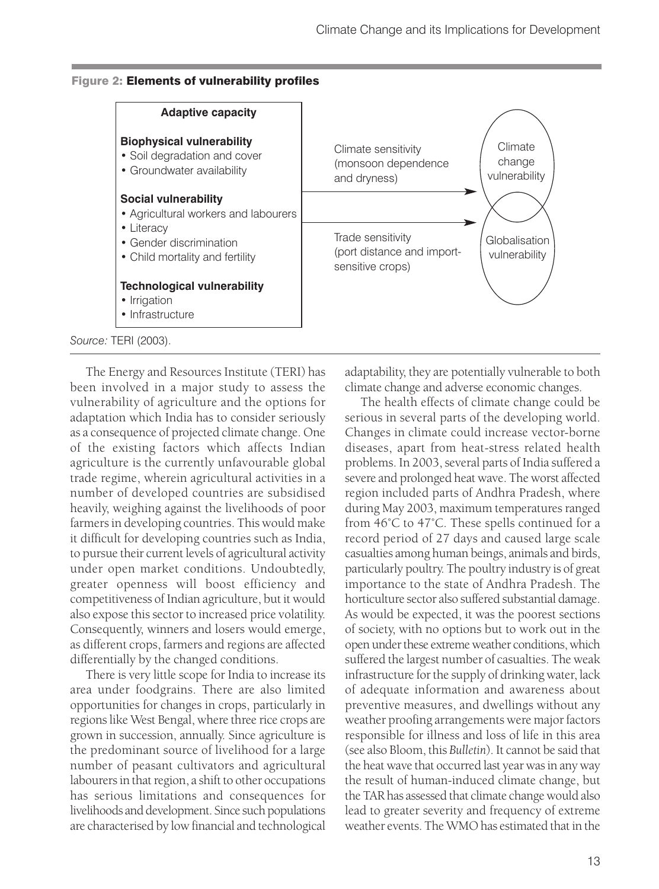**Figure 2: Elements of vulnerability profiles**

**Adaptive capacity**

**Biophysical vulnerability**
- Soil degradation and cover
- Groundwater availability

**Social vulnerability**
- Agricultural workers and labourers
- Literacy
- Gender discrimination
- Child mortality and fertility

**Technological vulnerability**
- Irrigation
- Infrastructure

Climate sensitivity (monsoon dependence and dryness)

Trade sensitivity (port distance and import-sensitive crops)

Climate change vulnerability

Globalisation vulnerability

*Source:* TERI (2003).

The Energy and Resources Institute (TERI) has been involved in a major study to assess the vulnerability of agriculture and the options for adaptation which India has to consider seriously as a consequence of projected climate change. One of the existing factors which affects Indian agriculture is the currently unfavourable global trade regime, wherein agricultural activities in a number of developed countries are subsidised heavily, weighing against the livelihoods of poor farmers in developing countries. This would make it difficult for developing countries such as India, to pursue their current levels of agricultural activity under open market conditions. Undoubtedly, greater openness will boost efficiency and competitiveness of Indian agriculture, but it would also expose this sector to increased price volatility. Consequently, winners and losers would emerge, as different crops, farmers and regions are affected differentially by the changed conditions.

There is very little scope for India to increase its area under foodgrains. There are also limited opportunities for changes in crops, particularly in regions like West Bengal, where three rice crops are grown in succession, annually. Since agriculture is the predominant source of livelihood for a large number of peasant cultivators and agricultural labourers in that region, a shift to other occupations has serious limitations and consequences for livelihoods and development. Since such populations are characterised by low financial and technological adaptability, they are potentially vulnerable to both climate change and adverse economic changes.

The health effects of climate change could be serious in several parts of the developing world. Changes in climate could increase vector-borne diseases, apart from heat-stress related health problems. In 2003, several parts of India suffered a severe and prolonged heat wave. The worst affected region included parts of Andhra Pradesh, where during May 2003, maximum temperatures ranged from 46°C to 47°C. These spells continued for a record period of 27 days and caused large scale casualties among human beings, animals and birds, particularly poultry. The poultry industry is of great importance to the state of Andhra Pradesh. The horticulture sector also suffered substantial damage. As would be expected, it was the poorest sections of society, with no options but to work out in the open under these extreme weather conditions, which suffered the largest number of casualties. The weak infrastructure for the supply of drinking water, lack of adequate information and awareness about preventive measures, and dwellings without any weather proofing arrangements were major factors responsible for illness and loss of life in this area (see also Bloom, this *Bulletin*). It cannot be said that the heat wave that occurred last year was in any way the result of human-induced climate change, but the TAR has assessed that climate change would also lead to greater severity and frequency of extreme weather events. The WMO has estimated that in the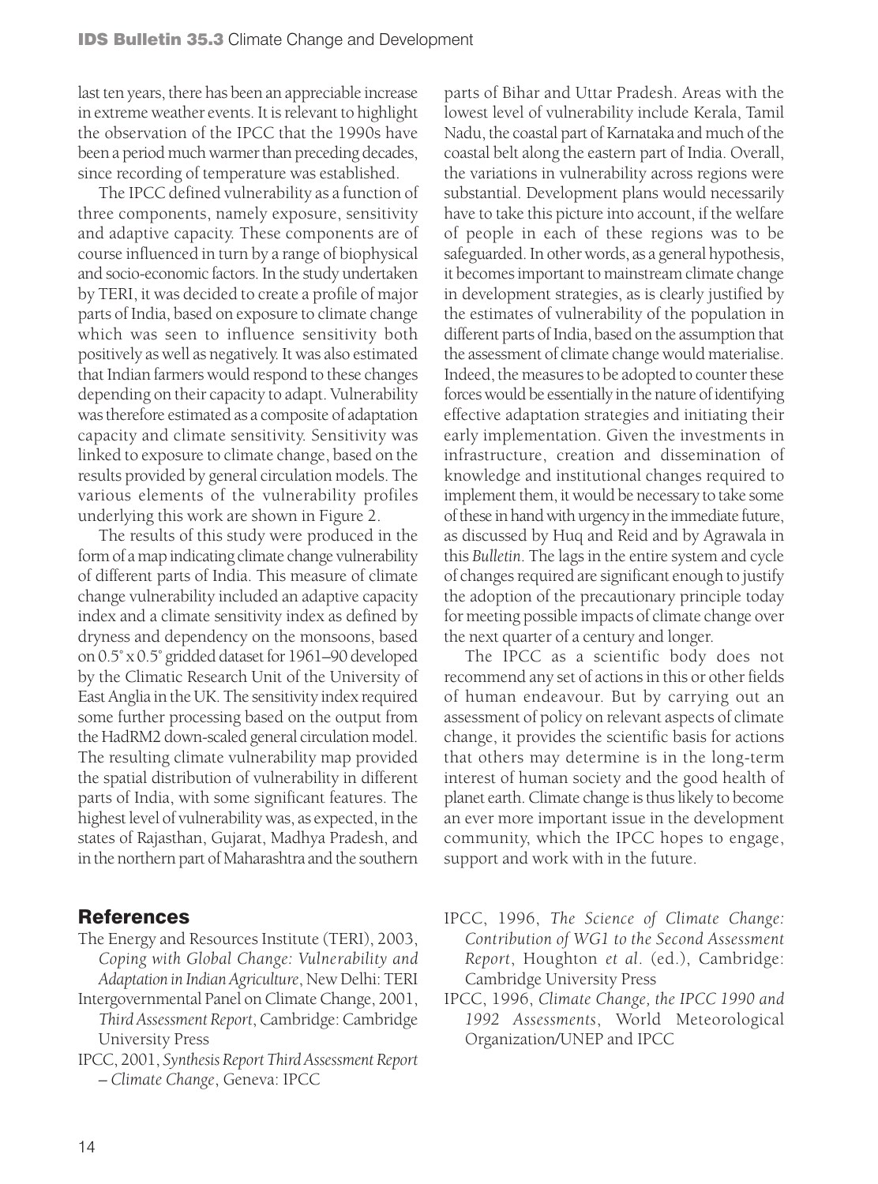last ten years, there has been an appreciable increase in extreme weather events. It is relevant to highlight the observation of the IPCC that the 1990s have been a period much warmer than preceding decades, since recording of temperature was established.

The IPCC defined vulnerability as a function of three components, namely exposure, sensitivity and adaptive capacity. These components are of course influenced in turn by a range of biophysical and socio-economic factors. In the study undertaken by TERI, it was decided to create a profile of major parts of India, based on exposure to climate change which was seen to influence sensitivity both positively as well as negatively. It was also estimated that Indian farmers would respond to these changes depending on their capacity to adapt. Vulnerability was therefore estimated as a composite of adaptation capacity and climate sensitivity. Sensitivity was linked to exposure to climate change, based on the results provided by general circulation models. The various elements of the vulnerability profiles underlying this work are shown in Figure 2.

The results of this study were produced in the form of a map indicating climate change vulnerability of different parts of India. This measure of climate change vulnerability included an adaptive capacity index and a climate sensitivity index as defined by dryness and dependency on the monsoons, based on $0.5° \times 0.5°$ gridded dataset for 1961–90 developed by the Climatic Research Unit of the University of East Anglia in the UK. The sensitivity index required some further processing based on the output from the HadRM2 down-scaled general circulation model. The resulting climate vulnerability map provided the spatial distribution of vulnerability in different parts of India, with some significant features. The highest level of vulnerability was, as expected, in the states of Rajasthan, Gujarat, Madhya Pradesh, and in the northern part of Maharashtra and the southern parts of Bihar and Uttar Pradesh. Areas with the lowest level of vulnerability include Kerala, Tamil Nadu, the coastal part of Karnataka and much of the coastal belt along the eastern part of India. Overall, the variations in vulnerability across regions were substantial. Development plans would necessarily have to take this picture into account, if the welfare of people in each of these regions was to be safeguarded. In other words, as a general hypothesis, it becomes important to mainstream climate change in development strategies, as is clearly justified by the estimates of vulnerability of the population in different parts of India, based on the assumption that the assessment of climate change would materialise. Indeed, the measures to be adopted to counter these forces would be essentially in the nature of identifying effective adaptation strategies and initiating their early implementation. Given the investments in infrastructure, creation and dissemination of knowledge and institutional changes required to implement them, it would be necessary to take some of these in hand with urgency in the immediate future, as discussed by Huq and Reid and by Agrawala in this *Bulletin*. The lags in the entire system and cycle of changes required are significant enough to justify the adoption of the precautionary principle today for meeting possible impacts of climate change over the next quarter of a century and longer.

The IPCC as a scientific body does not recommend any set of actions in this or other fields of human endeavour. But by carrying out an assessment of policy on relevant aspects of climate change, it provides the scientific basis for actions that others may determine is in the long-term interest of human society and the good health of planet earth. Climate change is thus likely to become an ever more important issue in the development community, which the IPCC hopes to engage, support and work with in the future.

## References

The Energy and Resources Institute (TERI), 2003, *Coping with Global Change: Vulnerability and Adaptation in Indian Agriculture*, New Delhi: TERI

Intergovernmental Panel on Climate Change, 2001, *Third Assessment Report*, Cambridge: Cambridge University Press

IPCC, 2001, *Synthesis Report Third Assessment Report – Climate Change*, Geneva: IPCC

IPCC, 1996, *The Science of Climate Change: Contribution of WG1 to the Second Assessment Report*, Houghton *et al*. (ed.), Cambridge: Cambridge University Press

IPCC, 1996, *Climate Change, the IPCC 1990 and 1992 Assessments*, World Meteorological Organization/UNEP and IPCC